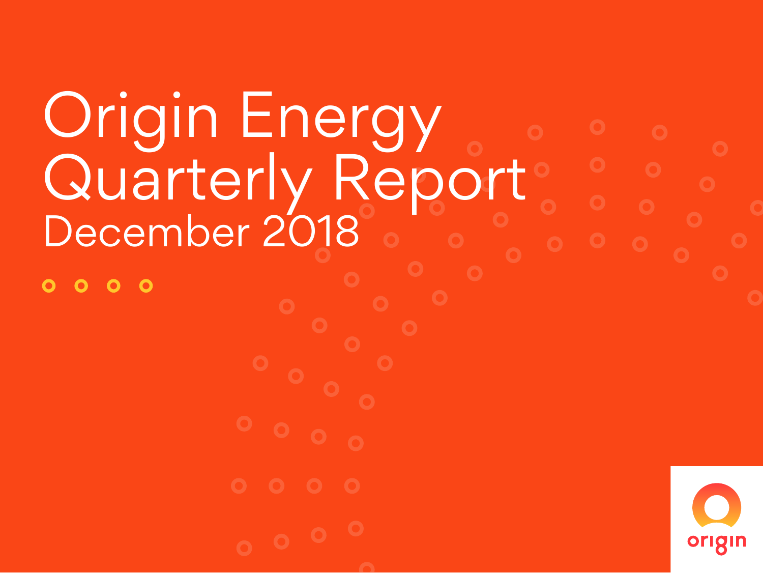# Origin Energy Quarterly Report

## December 2018

origin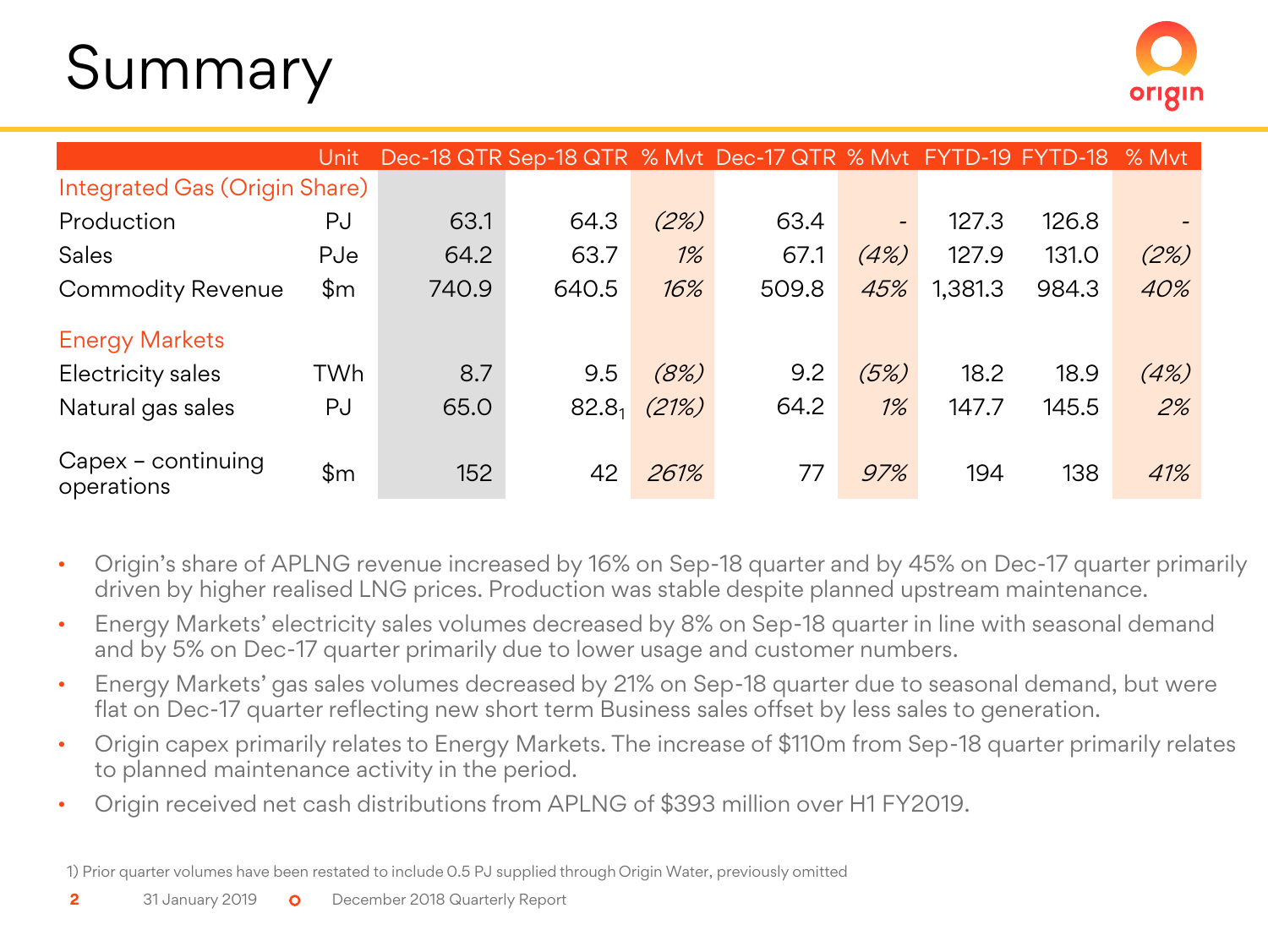# Summary

| | Unit | Dec-18 QTR | Sep-18 QTR | % Mvt | Dec-17 QTR | % Mvt | FYTD-19 | FYTD-18 | % Mvt |
|---|---|---|---|---|---|---|---|---|---|
| **Integrated Gas (Origin Share)** | | | | | | | | | |
| Production | PJ | 63.1 | 64.3 | *(2%)* | 63.4 | - | 127.3 | 126.8 | - |
| Sales | PJe | 64.2 | 63.7 | *1%* | 67.1 | *(4%)* | 127.9 | 131.0 | *(2%)* |
| Commodity Revenue | $m | 740.9 | 640.5 | *16%* | 509.8 | *45%* | 1,381.3 | 984.3 | *40%* |
| **Energy Markets** | | | | | | | | | |
| Electricity sales | TWh | 8.7 | 9.5 | *(8%)* | 9.2 | *(5%)* | 18.2 | 18.9 | *(4%)* |
| Natural gas sales | PJ | 65.0 | 82.8[1] | *(21%)* | 64.2 | *1%* | 147.7 | 145.5 | *2%* |
| Capex – continuing operations | $m | 152 | 42 | *261%* | 77 | *97%* | 194 | 138 | *41%* |

- Origin's share of APLNG revenue increased by 16% on Sep-18 quarter and by 45% on Dec-17 quarter primarily driven by higher realised LNG prices. Production was stable despite planned upstream maintenance.
- Energy Markets' electricity sales volumes decreased by 8% on Sep-18 quarter in line with seasonal demand and by 5% on Dec-17 quarter primarily due to lower usage and customer numbers.
- Energy Markets' gas sales volumes decreased by 21% on Sep-18 quarter due to seasonal demand, but were flat on Dec-17 quarter reflecting new short term Business sales offset by less sales to generation.
- Origin capex primarily relates to Energy Markets. The increase of $110m from Sep-18 quarter primarily relates to planned maintenance activity in the period.
- Origin received net cash distributions from APLNG of $393 million over H1 FY2019.

1) Prior quarter volumes have been restated to include 0.5 PJ supplied through Origin Water, previously omitted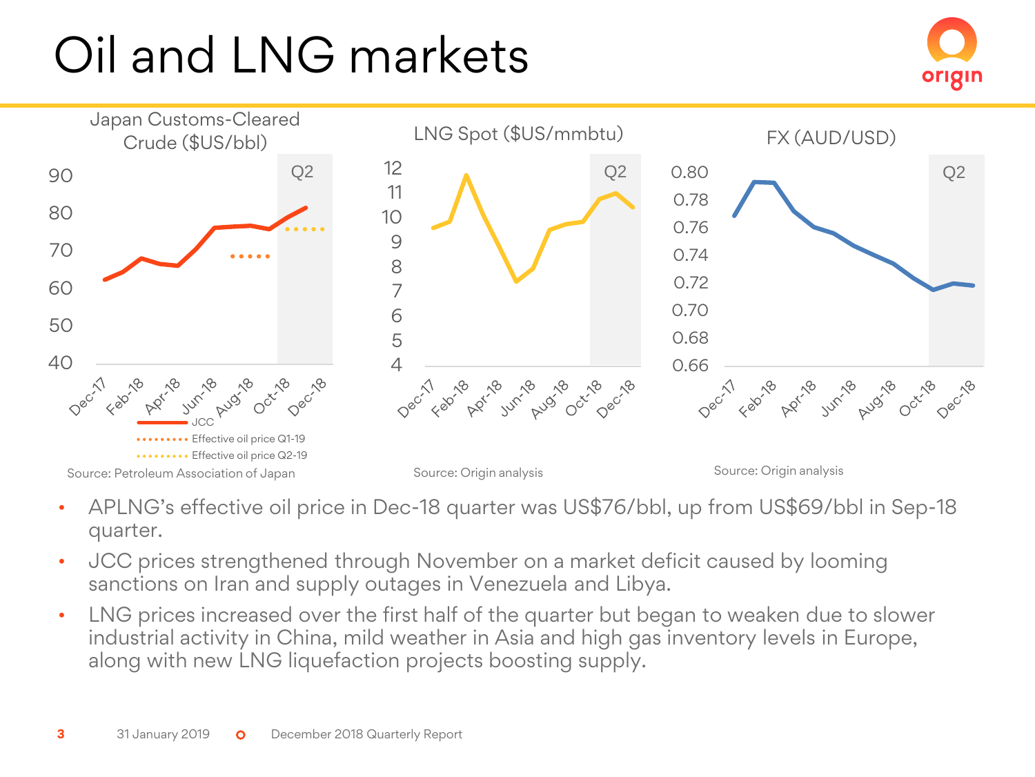# Oil and LNG markets

Japan Customs-Cleared Crude ($US/bbl)

- JCC
- Effective oil price Q1-19
- Effective oil price Q2-19

Source: Petroleum Association of Japan

LNG Spot ($US/mmbtu)

Source: Origin analysis

FX (AUD/USD)

Source: Origin analysis

- APLNG's effective oil price in Dec-18 quarter was US$76/bbl, up from US$69/bbl in Sep-18 quarter.
- JCC prices strengthened through November on a market deficit caused by looming sanctions on Iran and supply outages in Venezuela and Libya.
- LNG prices increased over the first half of the quarter but began to weaken due to slower industrial activity in China, mild weather in Asia and high gas inventory levels in Europe, along with new LNG liquefaction projects boosting supply.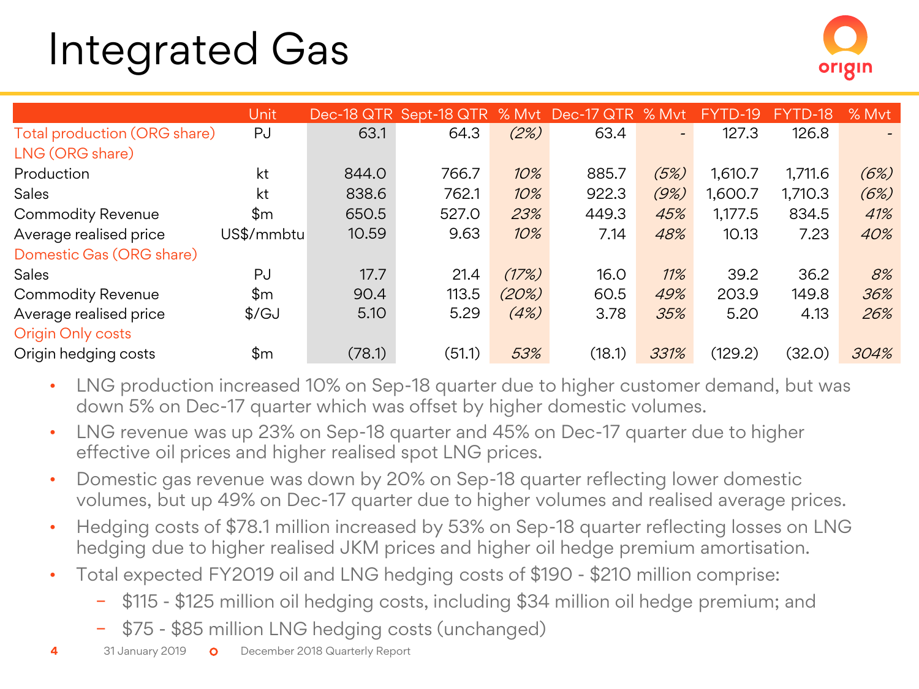# Integrated Gas

| | Unit | Dec-18 QTR | Sept-18 QTR | % Mvt | Dec-17 QTR | % Mvt | FYTD-19 | FYTD-18 | % Mvt |
|---|---|---|---|---|---|---|---|---|---|
| Total production (ORG share) | PJ | 63.1 | 64.3 | *(2%)* | 63.4 | - | 127.3 | 126.8 | - |
| LNG (ORG share) | | | | | | | | | |
| Production | kt | 844.0 | 766.7 | *10%* | 885.7 | *(5%)* | 1,610.7 | 1,711.6 | *(6%)* |
| Sales | kt | 838.6 | 762.1 | *10%* | 922.3 | *(9%)* | 1,600.7 | 1,710.3 | *(6%)* |
| Commodity Revenue | $m | 650.5 | 527.0 | *23%* | 449.3 | *45%* | 1,177.5 | 834.5 | *41%* |
| Average realised price | US$/mmbtu | 10.59 | 9.63 | *10%* | 7.14 | *48%* | 10.13 | 7.23 | *40%* |
| Domestic Gas (ORG share) | | | | | | | | | |
| Sales | PJ | 17.7 | 21.4 | *(17%)* | 16.0 | *11%* | 39.2 | 36.2 | *8%* |
| Commodity Revenue | $m | 90.4 | 113.5 | *(20%)* | 60.5 | *49%* | 203.9 | 149.8 | *36%* |
| Average realised price | $/GJ | 5.10 | 5.29 | *(4%)* | 3.78 | *35%* | 5.20 | 4.13 | *26%* |
| Origin Only costs | | | | | | | | | |
| Origin hedging costs | $m | (78.1) | (51.1) | *53%* | (18.1) | *331%* | (129.2) | (32.0) | *304%* |

- LNG production increased 10% on Sep-18 quarter due to higher customer demand, but was down 5% on Dec-17 quarter which was offset by higher domestic volumes.
- LNG revenue was up 23% on Sep-18 quarter and 45% on Dec-17 quarter due to higher effective oil prices and higher realised spot LNG prices.
- Domestic gas revenue was down by 20% on Sep-18 quarter reflecting lower domestic volumes, but up 49% on Dec-17 quarter due to higher volumes and realised average prices.
- Hedging costs of $78.1 million increased by 53% on Sep-18 quarter reflecting losses on LNG hedging due to higher realised JKM prices and higher oil hedge premium amortisation.
- Total expected FY2019 oil and LNG hedging costs of $190 - $210 million comprise:
  - $115 - $125 million oil hedging costs, including $34 million oil hedge premium; and
  - $75 - $85 million LNG hedging costs (unchanged)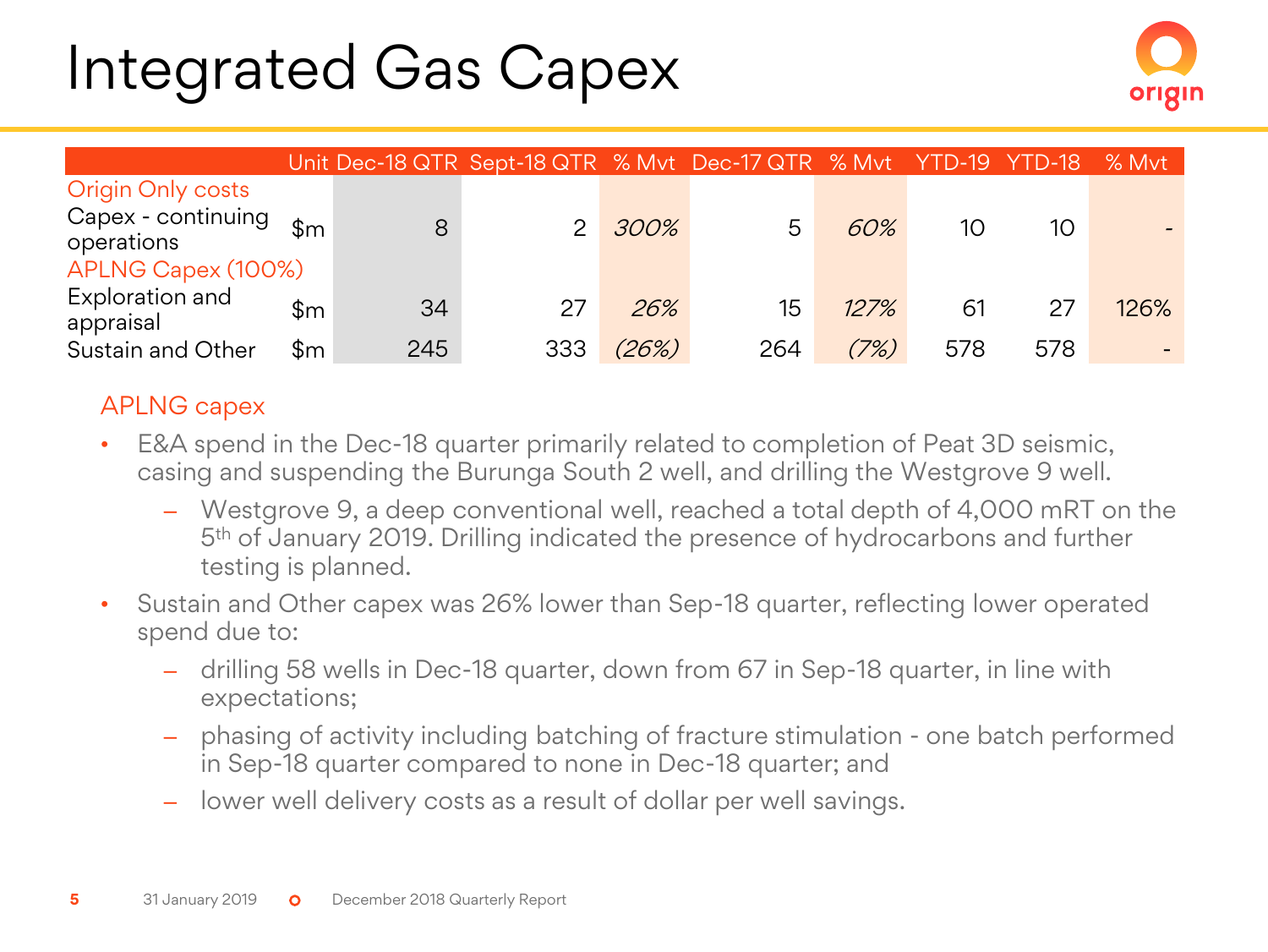# Integrated Gas Capex

| | Unit | Dec-18 QTR | Sept-18 QTR | % Mvt | Dec-17 QTR | % Mvt | YTD-19 | YTD-18 | % Mvt |
|---|---|---|---|---|---|---|---|---|---|
| Origin Only costs | | | | | | | | | |
| Capex - continuing operations | $m | 8 | 2 | *300%* | 5 | *60%* | 10 | 10 | - |
| APLNG Capex (100%) | | | | | | | | | |
| Exploration and appraisal | $m | 34 | 27 | *26%* | 15 | *127%* | 61 | 27 | 126% |
| Sustain and Other | $m | 245 | 333 | *(26%)* | 264 | *(7%)* | 578 | 578 | - |

APLNG capex

- E&A spend in the Dec-18 quarter primarily related to completion of Peat 3D seismic, casing and suspending the Burunga South 2 well, and drilling the Westgrove 9 well.
  - Westgrove 9, a deep conventional well, reached a total depth of 4,000 mRT on the 5th of January 2019. Drilling indicated the presence of hydrocarbons and further testing is planned.
- Sustain and Other capex was 26% lower than Sep-18 quarter, reflecting lower operated spend due to:
  - drilling 58 wells in Dec-18 quarter, down from 67 in Sep-18 quarter, in line with expectations;
  - phasing of activity including batching of fracture stimulation - one batch performed in Sep-18 quarter compared to none in Dec-18 quarter; and
  - lower well delivery costs as a result of dollar per well savings.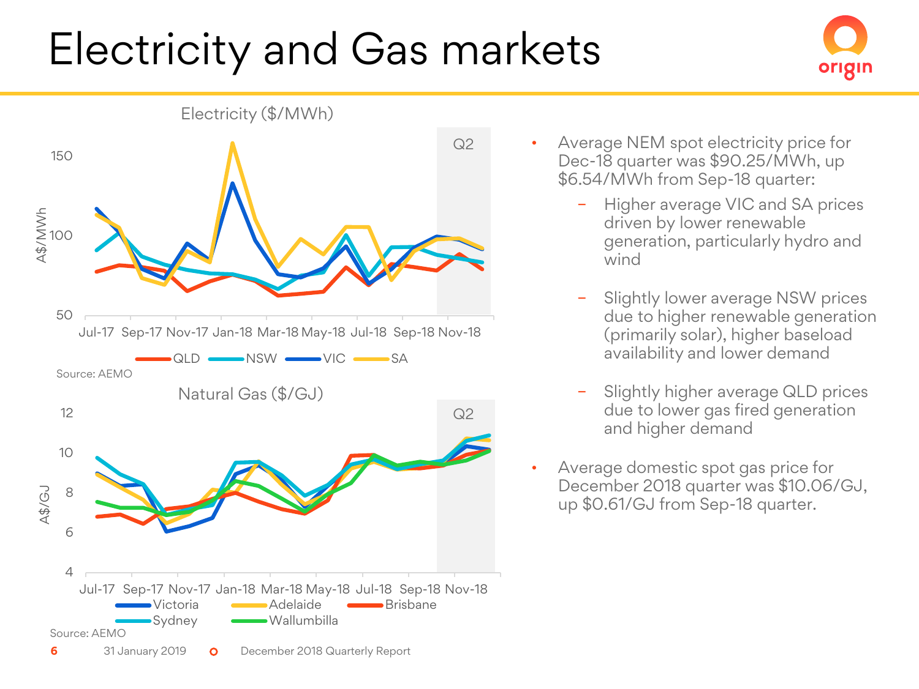# Electricity and Gas markets

**Electricity ($/MWh)**

Source: AEMO

**Natural Gas ($/GJ)**

Source: AEMO

- Average NEM spot electricity price for Dec-18 quarter was $90.25/MWh, up $6.54/MWh from Sep-18 quarter:
  - Higher average VIC and SA prices driven by lower renewable generation, particularly hydro and wind
  - Slightly lower average NSW prices due to higher renewable generation (primarily solar), higher baseload availability and lower demand
  - Slightly higher average QLD prices due to lower gas fired generation and higher demand
- Average domestic spot gas price for December 2018 quarter was $10.06/GJ, up $0.61/GJ from Sep-18 quarter.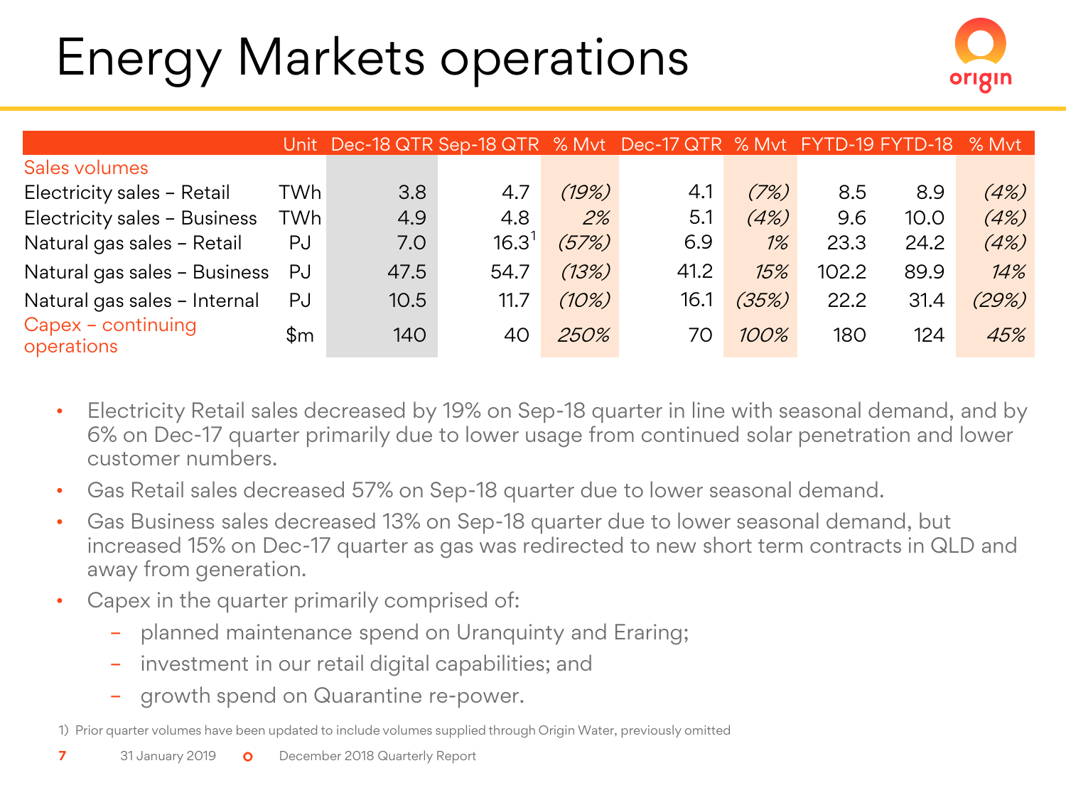# Energy Markets operations

| | Unit | Dec-18 QTR | Sep-18 QTR | % Mvt | Dec-17 QTR | % Mvt | FYTD-19 | FYTD-18 | % Mvt |
|---|---|---|---|---|---|---|---|---|---|
| Sales volumes | | | | | | | | | |
| Electricity sales – Retail | TWh | 3.8 | 4.7 | *(19%)* | 4.1 | *(7%)* | 8.5 | 8.9 | *(4%)* |
| Electricity sales – Business | TWh | 4.9 | 4.8 | *2%* | 5.1 | *(4%)* | 9.6 | 10.0 | *(4%)* |
| Natural gas sales – Retail | PJ | 7.0 | 16.3[1] | *(57%)* | 6.9 | *1%* | 23.3 | 24.2 | *(4%)* |
| Natural gas sales – Business | PJ | 47.5 | 54.7 | *(13%)* | 41.2 | *15%* | 102.2 | 89.9 | *14%* |
| Natural gas sales – Internal | PJ | 10.5 | 11.7 | *(10%)* | 16.1 | *(35%)* | 22.2 | 31.4 | *(29%)* |
| Capex – continuing operations | $m | 140 | 40 | *250%* | 70 | *100%* | 180 | 124 | *45%* |

- Electricity Retail sales decreased by 19% on Sep-18 quarter in line with seasonal demand, and by 6% on Dec-17 quarter primarily due to lower usage from continued solar penetration and lower customer numbers.
- Gas Retail sales decreased 57% on Sep-18 quarter due to lower seasonal demand.
- Gas Business sales decreased 13% on Sep-18 quarter due to lower seasonal demand, but increased 15% on Dec-17 quarter as gas was redirected to new short term contracts in QLD and away from generation.
- Capex in the quarter primarily comprised of:
  - planned maintenance spend on Uranquinty and Eraring;
  - investment in our retail digital capabilities; and
  - growth spend on Quarantine re-power.

1) Prior quarter volumes have been updated to include volumes supplied through Origin Water, previously omitted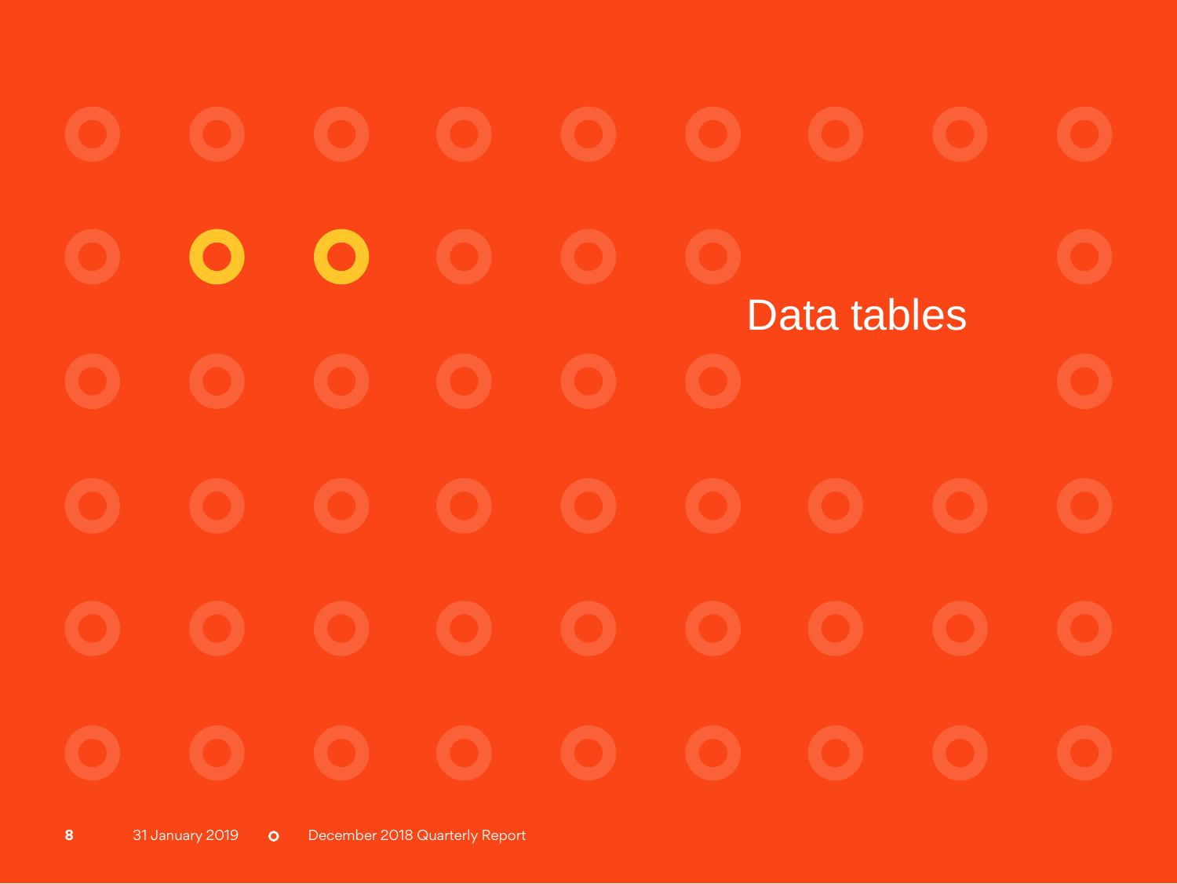# Data tables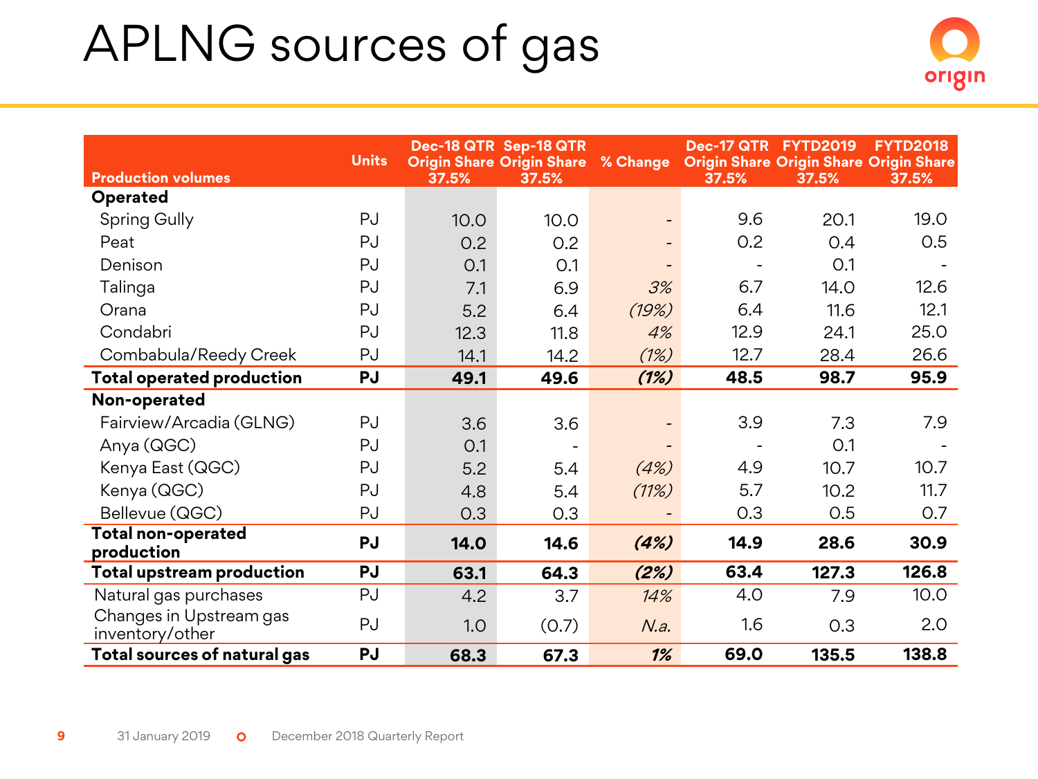# APLNG sources of gas

| Production volumes | Units | Dec-18 QTR Origin Share 37.5% | Sep-18 QTR Origin Share 37.5% | % Change | Dec-17 QTR Origin Share 37.5% | FYTD2019 Origin Share 37.5% | FYTD2018 Origin Share 37.5% |
|---|---|---|---|---|---|---|---|
| **Operated** | | | | | | | |
| Spring Gully | PJ | 10.0 | 10.0 | - | 9.6 | 20.1 | 19.0 |
| Peat | PJ | 0.2 | 0.2 | - | 0.2 | 0.4 | 0.5 |
| Denison | PJ | 0.1 | 0.1 | - | - | 0.1 | - |
| Talinga | PJ | 7.1 | 6.9 | *3%* | 6.7 | 14.0 | 12.6 |
| Orana | PJ | 5.2 | 6.4 | *(19%)* | 6.4 | 11.6 | 12.1 |
| Condabri | PJ | 12.3 | 11.8 | *4%* | 12.9 | 24.1 | 25.0 |
| Combabula/Reedy Creek | PJ | 14.1 | 14.2 | *(1%)* | 12.7 | 28.4 | 26.6 |
| **Total operated production** | **PJ** | **49.1** | **49.6** | ***(1%)*** | **48.5** | **98.7** | **95.9** |
| **Non-operated** | | | | | | | |
| Fairview/Arcadia (GLNG) | PJ | 3.6 | 3.6 | - | 3.9 | 7.3 | 7.9 |
| Anya (QGC) | PJ | 0.1 | - | - | - | 0.1 | - |
| Kenya East (QGC) | PJ | 5.2 | 5.4 | *(4%)* | 4.9 | 10.7 | 10.7 |
| Kenya (QGC) | PJ | 4.8 | 5.4 | *(11%)* | 5.7 | 10.2 | 11.7 |
| Bellevue (QGC) | PJ | 0.3 | 0.3 | - | 0.3 | 0.5 | 0.7 |
| **Total non-operated production** | **PJ** | **14.0** | **14.6** | ***(4%)*** | **14.9** | **28.6** | **30.9** |
| **Total upstream production** | **PJ** | **63.1** | **64.3** | ***(2%)*** | **63.4** | **127.3** | **126.8** |
| Natural gas purchases | PJ | 4.2 | 3.7 | *14%* | 4.0 | 7.9 | 10.0 |
| Changes in Upstream gas inventory/other | PJ | 1.0 | (0.7) | *N.a.* | 1.6 | 0.3 | 2.0 |
| **Total sources of natural gas** | **PJ** | **68.3** | **67.3** | ***1%*** | **69.0** | **135.5** | **138.8** |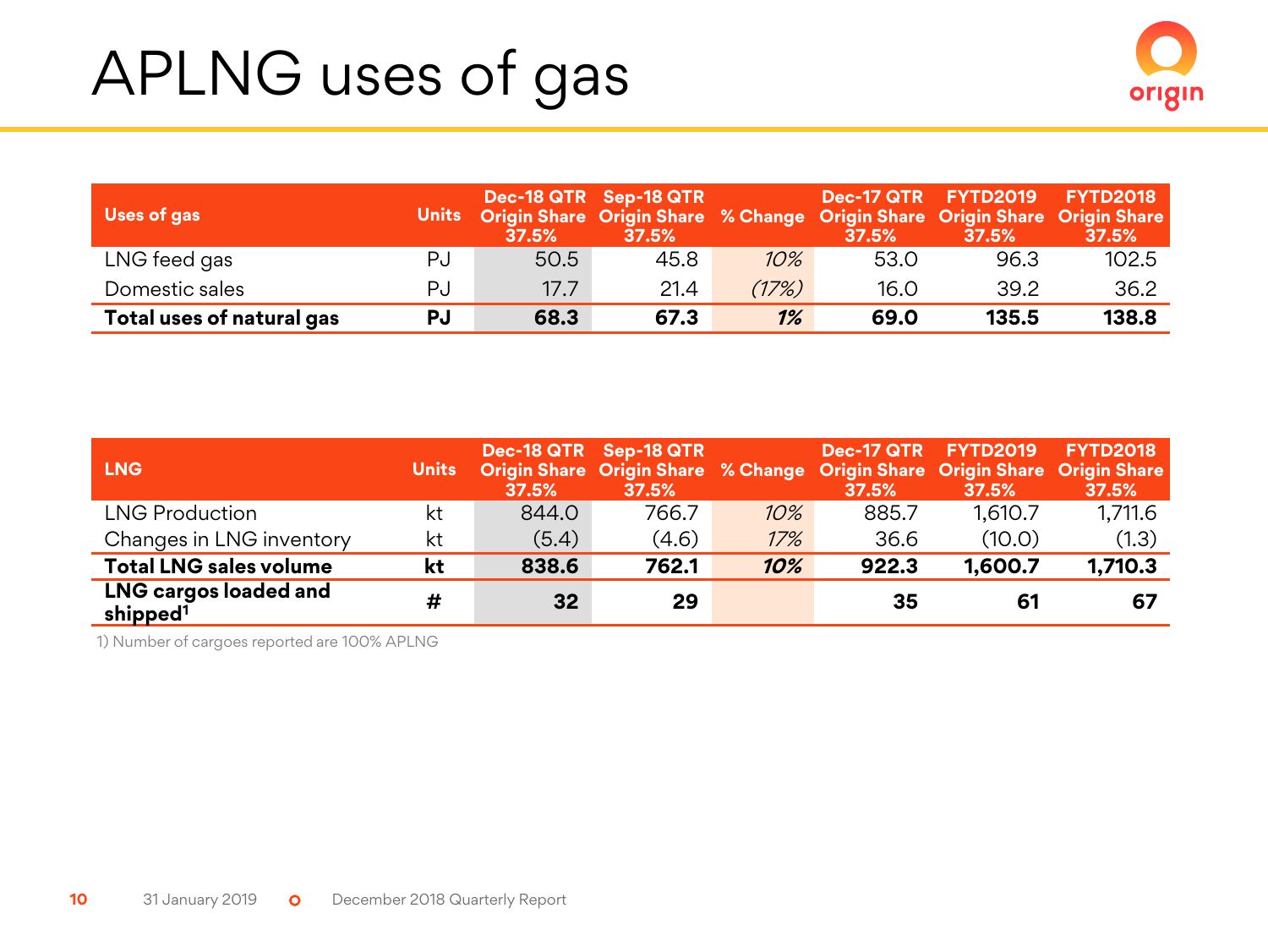# APLNG uses of gas

| Uses of gas | Units | Dec-18 QTR Origin Share 37.5% | Sep-18 QTR Origin Share 37.5% | % Change | Dec-17 QTR Origin Share 37.5% | FYTD2019 Origin Share 37.5% | FYTD2018 Origin Share 37.5% |
|---|---|---|---|---|---|---|---|
| LNG feed gas | PJ | 50.5 | 45.8 | *10%* | 53.0 | 96.3 | 102.5 |
| Domestic sales | PJ | 17.7 | 21.4 | *(17%)* | 16.0 | 39.2 | 36.2 |
| **Total uses of natural gas** | **PJ** | **68.3** | **67.3** | ***1%*** | **69.0** | **135.5** | **138.8** |

| LNG | Units | Dec-18 QTR Origin Share 37.5% | Sep-18 QTR Origin Share 37.5% | % Change | Dec-17 QTR Origin Share 37.5% | FYTD2019 Origin Share 37.5% | FYTD2018 Origin Share 37.5% |
|---|---|---|---|---|---|---|---|
| LNG Production | kt | 844.0 | 766.7 | *10%* | 885.7 | 1,610.7 | 1,711.6 |
| Changes in LNG inventory | kt | (5.4) | (4.6) | *17%* | 36.6 | (10.0) | (1.3) |
| **Total LNG sales volume** | **kt** | **838.6** | **762.1** | ***10%*** | **922.3** | **1,600.7** | **1,710.3** |
| **LNG cargos loaded and shipped[1]** | **#** | **32** | **29** | | **35** | **61** | **67** |

1) Number of cargoes reported are 100% APLNG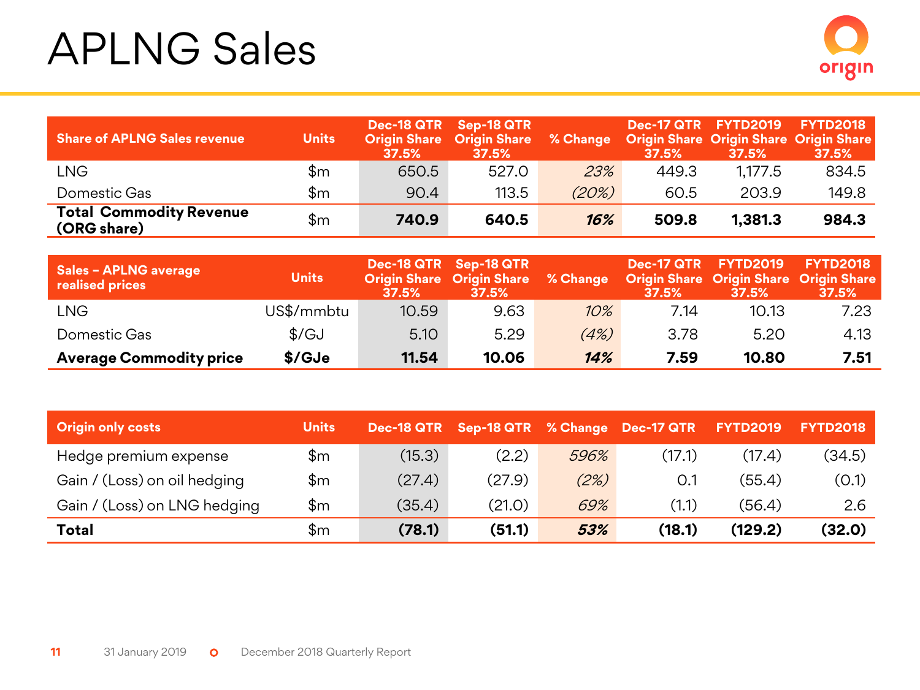# APLNG Sales

| Share of APLNG Sales revenue | Units | Dec-18 QTR Origin Share 37.5% | Sep-18 QTR Origin Share 37.5% | % Change | Dec-17 QTR Origin Share 37.5% | FYTD2019 Origin Share 37.5% | FYTD2018 Origin Share 37.5% |
|---|---|---|---|---|---|---|---|
| LNG | $m | 650.5 | 527.0 | *23%* | 449.3 | 1,177.5 | 834.5 |
| Domestic Gas | $m | 90.4 | 113.5 | *(20%)* | 60.5 | 203.9 | 149.8 |
| **Total Commodity Revenue (ORG share)** | $m | **740.9** | **640.5** | ***16%*** | **509.8** | **1,381.3** | **984.3** |

| Sales – APLNG average realised prices | Units | Dec-18 QTR Origin Share 37.5% | Sep-18 QTR Origin Share 37.5% | % Change | Dec-17 QTR Origin Share 37.5% | FYTD2019 Origin Share 37.5% | FYTD2018 Origin Share 37.5% |
|---|---|---|---|---|---|---|---|
| LNG | US$/mmbtu | 10.59 | 9.63 | *10%* | 7.14 | 10.13 | 7.23 |
| Domestic Gas | $/GJ | 5.10 | 5.29 | *(4%)* | 3.78 | 5.20 | 4.13 |
| **Average Commodity price** | **$/GJe** | **11.54** | **10.06** | ***14%*** | **7.59** | **10.80** | **7.51** |

| Origin only costs | Units | Dec-18 QTR | Sep-18 QTR | % Change | Dec-17 QTR | FYTD2019 | FYTD2018 |
|---|---|---|---|---|---|---|---|
| Hedge premium expense | $m | (15.3) | (2.2) | *596%* | (17.1) | (17.4) | (34.5) |
| Gain / (Loss) on oil hedging | $m | (27.4) | (27.9) | *(2%)* | 0.1 | (55.4) | (0.1) |
| Gain / (Loss) on LNG hedging | $m | (35.4) | (21.0) | *69%* | (1.1) | (56.4) | 2.6 |
| **Total** | $m | **(78.1)** | **(51.1)** | ***53%*** | **(18.1)** | **(129.2)** | **(32.0)** |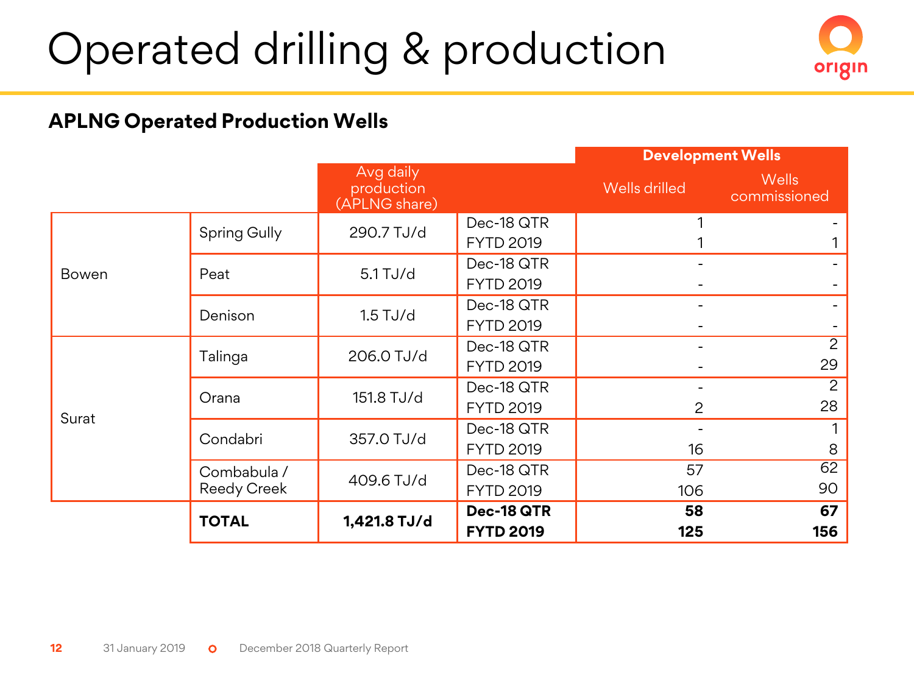# Operated drilling & production

## APLNG Operated Production Wells

| | | Avg daily production (APLNG share) | | Development Wells | |
|---|---|---|---|---|---|
| | | | | Wells drilled | Wells commissioned |
| Bowen | Spring Gully | 290.7 TJ/d | Dec-18 QTR | 1 | - |
| | | | FYTD 2019 | 1 | 1 |
| | Peat | 5.1 TJ/d | Dec-18 QTR | - | - |
| | | | FYTD 2019 | - | - |
| | Denison | 1.5 TJ/d | Dec-18 QTR | - | - |
| | | | FYTD 2019 | - | - |
| Surat | Talinga | 206.0 TJ/d | Dec-18 QTR | - | 2 |
| | | | FYTD 2019 | - | 29 |
| | Orana | 151.8 TJ/d | Dec-18 QTR | - | 2 |
| | | | FYTD 2019 | 2 | 28 |
| | Condabri | 357.0 TJ/d | Dec-18 QTR | - | 1 |
| | | | FYTD 2019 | 16 | 8 |
| | Combabula / Reedy Creek | 409.6 TJ/d | Dec-18 QTR | 57 | 62 |
| | | | FYTD 2019 | 106 | 90 |
| | **TOTAL** | **1,421.8 TJ/d** | **Dec-18 QTR** | **58** | **67** |
| | | | **FYTD 2019** | **125** | **156** |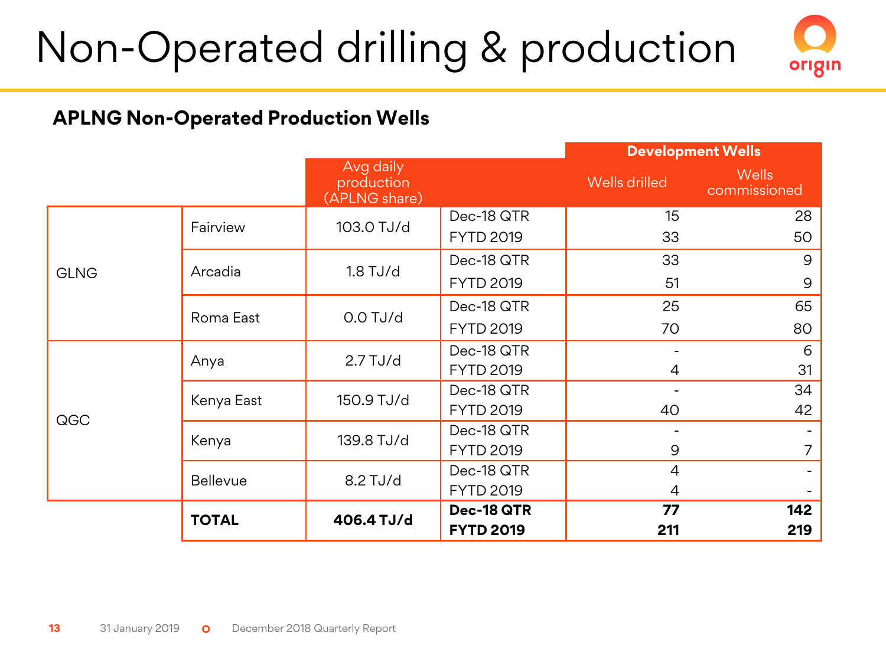# Non-Operated drilling & production

## APLNG Non-Operated Production Wells

| | | Avg daily production (APLNG share) | | Development Wells | |
|---|---|---|---|---|---|
| | | | | Wells drilled | Wells commissioned |
| GLNG | Fairview | 103.0 TJ/d | Dec-18 QTR | 15 | 28 |
| | | | FYTD 2019 | 33 | 50 |
| | Arcadia | 1.8 TJ/d | Dec-18 QTR | 33 | 9 |
| | | | FYTD 2019 | 51 | 9 |
| | Roma East | 0.0 TJ/d | Dec-18 QTR | 25 | 65 |
| | | | FYTD 2019 | 70 | 80 |
| QGC | Anya | 2.7 TJ/d | Dec-18 QTR | - | 6 |
| | | | FYTD 2019 | 4 | 31 |
| | Kenya East | 150.9 TJ/d | Dec-18 QTR | - | 34 |
| | | | FYTD 2019 | 40 | 42 |
| | Kenya | 139.8 TJ/d | Dec-18 QTR | - | - |
| | | | FYTD 2019 | 9 | 7 |
| | Bellevue | 8.2 TJ/d | Dec-18 QTR | 4 | - |
| | | | FYTD 2019 | 4 | - |
| | **TOTAL** | **406.4 TJ/d** | **Dec-18 QTR** | **77** | **142** |
| | | | **FYTD 2019** | **211** | **219** |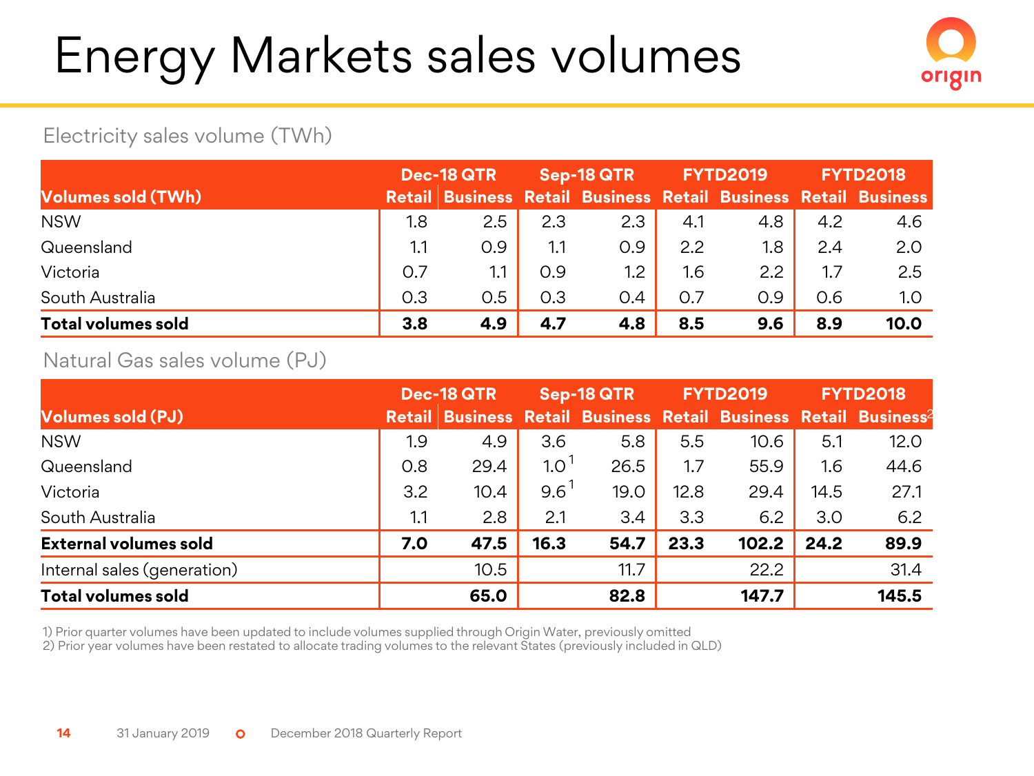# Energy Markets sales volumes

## Electricity sales volume (TWh)

| Volumes sold (TWh) | Dec-18 QTR | | Sep-18 QTR | | FYTD2019 | | FYTD2018 | |
|---|---|---|---|---|---|---|---|---|
| | Retail | Business | Retail | Business | Retail | Business | Retail | Business |
| NSW | 1.8 | 2.5 | 2.3 | 2.3 | 4.1 | 4.8 | 4.2 | 4.6 |
| Queensland | 1.1 | 0.9 | 1.1 | 0.9 | 2.2 | 1.8 | 2.4 | 2.0 |
| Victoria | 0.7 | 1.1 | 0.9 | 1.2 | 1.6 | 2.2 | 1.7 | 2.5 |
| South Australia | 0.3 | 0.5 | 0.3 | 0.4 | 0.7 | 0.9 | 0.6 | 1.0 |
| **Total volumes sold** | **3.8** | **4.9** | **4.7** | **4.8** | **8.5** | **9.6** | **8.9** | **10.0** |

## Natural Gas sales volume (PJ)

| Volumes sold (PJ) | Dec-18 QTR | | Sep-18 QTR | | FYTD2019 | | FYTD2018 | |
|---|---|---|---|---|---|---|---|---|
| | Retail | Business | Retail | Business | Retail | Business | Retail | Business[2] |
| NSW | 1.9 | 4.9 | 3.6 | 5.8 | 5.5 | 10.6 | 5.1 | 12.0 |
| Queensland | 0.8 | 29.4 | 1.0[1] | 26.5 | 1.7 | 55.9 | 1.6 | 44.6 |
| Victoria | 3.2 | 10.4 | 9.6[1] | 19.0 | 12.8 | 29.4 | 14.5 | 27.1 |
| South Australia | 1.1 | 2.8 | 2.1 | 3.4 | 3.3 | 6.2 | 3.0 | 6.2 |
| **External volumes sold** | **7.0** | **47.5** | **16.3** | **54.7** | **23.3** | **102.2** | **24.2** | **89.9** |
| Internal sales (generation) | | 10.5 | | 11.7 | | 22.2 | | 31.4 |
| **Total volumes sold** | | **65.0** | | **82.8** | | **147.7** | | **145.5** |

1) Prior quarter volumes have been updated to include volumes supplied through Origin Water, previously omitted
2) Prior year volumes have been restated to allocate trading volumes to the relevant States (previously included in QLD)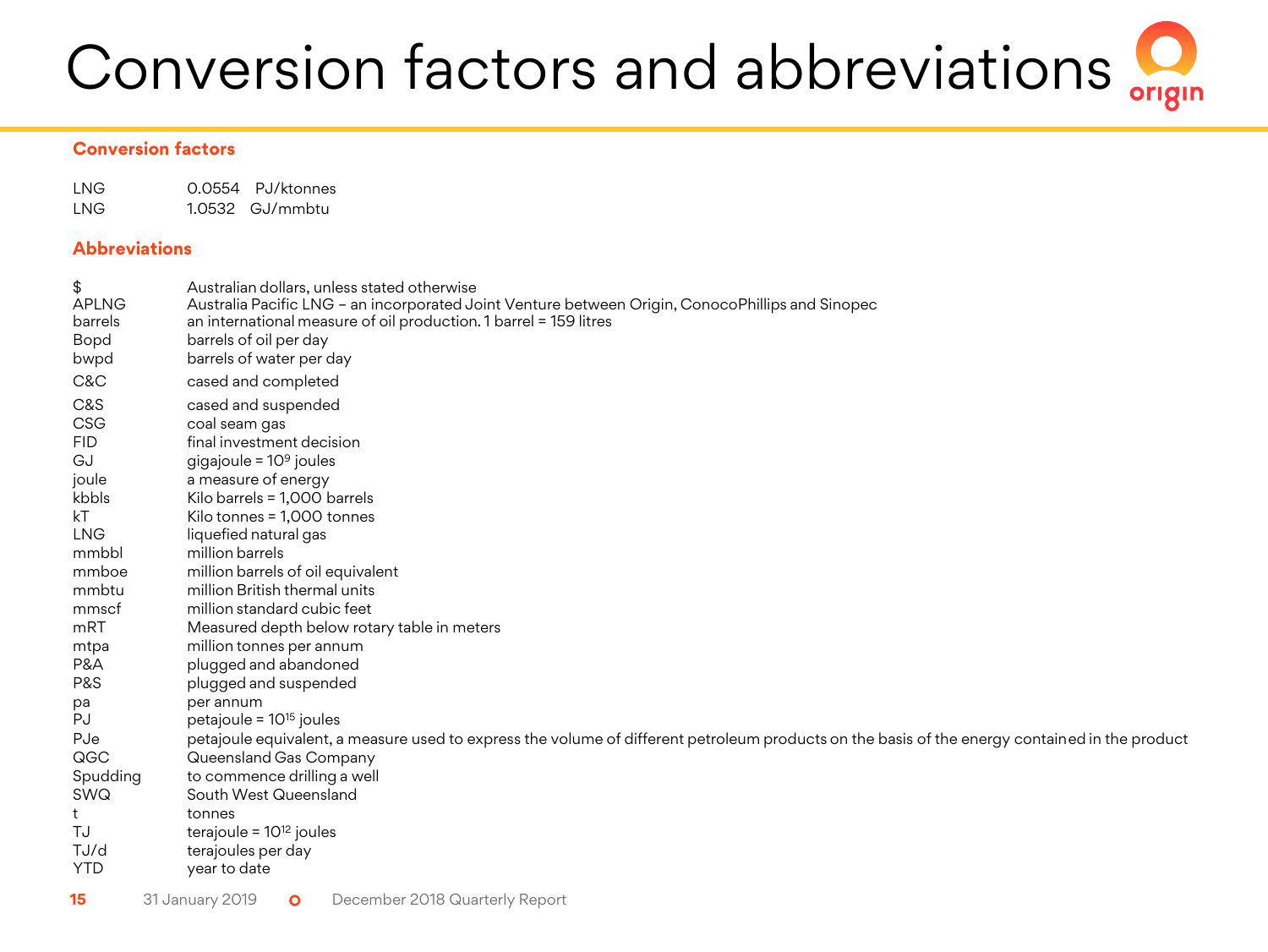# Conversion factors and abbreviations

## Conversion factors

| | | |
|---|---|---|
| LNG | 0.0554 | PJ/ktonnes |
| LNG | 1.0532 | GJ/mmbtu |

## Abbreviations

| | |
|---|---|
| $ | Australian dollars, unless stated otherwise |
| APLNG | Australia Pacific LNG – an incorporated Joint Venture between Origin, ConocoPhillips and Sinopec |
| barrels | an international measure of oil production. 1 barrel = 159 litres |
| Bopd | barrels of oil per day |
| bwpd | barrels of water per day |
| C&C | cased and completed |
| C&S | cased and suspended |
| CSG | coal seam gas |
| FID | final investment decision |
| GJ | gigajoule = $10^9$ joules |
| joule | a measure of energy |
| kbbls | Kilo barrels = 1,000 barrels |
| kT | Kilo tonnes = 1,000 tonnes |
| LNG | liquefied natural gas |
| mmbbl | million barrels |
| mmboe | million barrels of oil equivalent |
| mmbtu | million British thermal units |
| mmscf | million standard cubic feet |
| mRT | Measured depth below rotary table in meters |
| mtpa | million tonnes per annum |
| P&A | plugged and abandoned |
| P&S | plugged and suspended |
| pa | per annum |
| PJ | petajoule = $10^{15}$ joules |
| PJe | petajoule equivalent, a measure used to express the volume of different petroleum products on the basis of the energy contained in the product |
| QGC | Queensland Gas Company |
| Spudding | to commence drilling a well |
| SWQ | South West Queensland |
| t | tonnes |
| TJ | terajoule = $10^{12}$ joules |
| TJ/d | terajoules per day |
| YTD | year to date |

31 January 2019 December 2018 Quarterly Report